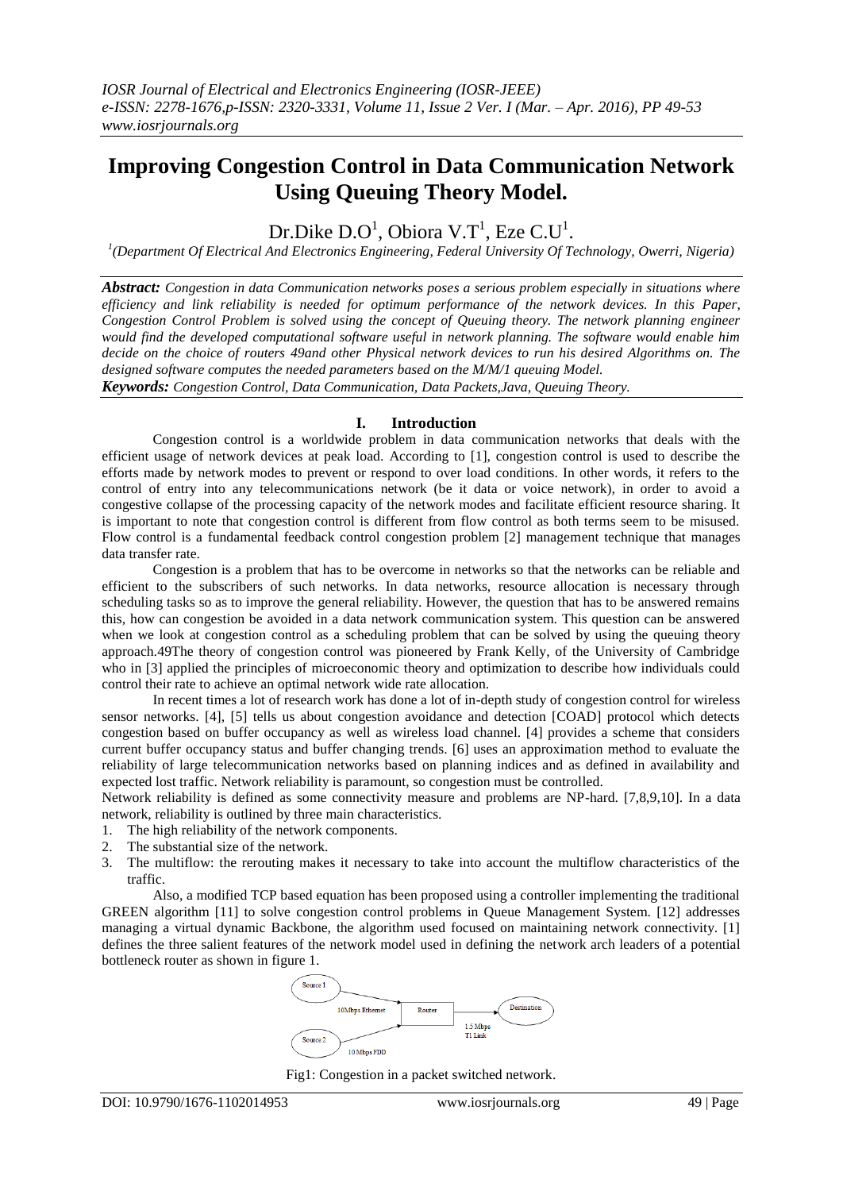# Improving Congestion Control in Data Communication Network Using Queuing Theory Model.

Dr.Dike D.O[1], Obiora V.T[1], Eze C.U[1].

[1](Department Of Electrical And Electronics Engineering, Federal University Of Technology, Owerri, Nigeria)

***Abstract:*** *Congestion in data Communication networks poses a serious problem especially in situations where efficiency and link reliability is needed for optimum performance of the network devices. In this Paper, Congestion Control Problem is solved using the concept of Queuing theory. The network planning engineer would find the developed computational software useful in network planning. The software would enable him decide on the choice of routers 49and other Physical network devices to run his desired Algorithms on. The designed software computes the needed parameters based on the M/M/1 queuing Model.*

***Keywords:*** *Congestion Control, Data Communication, Data Packets,Java, Queuing Theory.*

## I. Introduction

Congestion control is a worldwide problem in data communication networks that deals with the efficient usage of network devices at peak load. According to [1], congestion control is used to describe the efforts made by network modes to prevent or respond to over load conditions. In other words, it refers to the control of entry into any telecommunications network (be it data or voice network), in order to avoid a congestive collapse of the processing capacity of the network modes and facilitate efficient resource sharing. It is important to note that congestion control is different from flow control as both terms seem to be misused. Flow control is a fundamental feedback control congestion problem [2] management technique that manages data transfer rate.

Congestion is a problem that has to be overcome in networks so that the networks can be reliable and efficient to the subscribers of such networks. In data networks, resource allocation is necessary through scheduling tasks so as to improve the general reliability. However, the question that has to be answered remains this, how can congestion be avoided in a data network communication system. This question can be answered when we look at congestion control as a scheduling problem that can be solved by using the queuing theory approach.49The theory of congestion control was pioneered by Frank Kelly, of the University of Cambridge who in [3] applied the principles of microeconomic theory and optimization to describe how individuals could control their rate to achieve an optimal network wide rate allocation.

In recent times a lot of research work has done a lot of in-depth study of congestion control for wireless sensor networks. [4], [5] tells us about congestion avoidance and detection [COAD] protocol which detects congestion based on buffer occupancy as well as wireless load channel. [4] provides a scheme that considers current buffer occupancy status and buffer changing trends. [6] uses an approximation method to evaluate the reliability of large telecommunication networks based on planning indices and as defined in availability and expected lost traffic. Network reliability is paramount, so congestion must be controlled.

Network reliability is defined as some connectivity measure and problems are NP-hard. [7,8,9,10]. In a data network, reliability is outlined by three main characteristics.

1. The high reliability of the network components.
2. The substantial size of the network.
3. The multiflow: the rerouting makes it necessary to take into account the multiflow characteristics of the traffic.

Also, a modified TCP based equation has been proposed using a controller implementing the traditional GREEN algorithm [11] to solve congestion control problems in Queue Management System. [12] addresses managing a virtual dynamic Backbone, the algorithm used focused on maintaining network connectivity. [1] defines the three salient features of the network model used in defining the network arch leaders of a potential bottleneck router as shown in figure 1.

Source 1 — 10Mbps Ethernet → Router → 1.5 Mbps T1 Link → Destination
Source 2 — 10 Mbps FDD → Router

Fig1: Congestion in a packet switched network.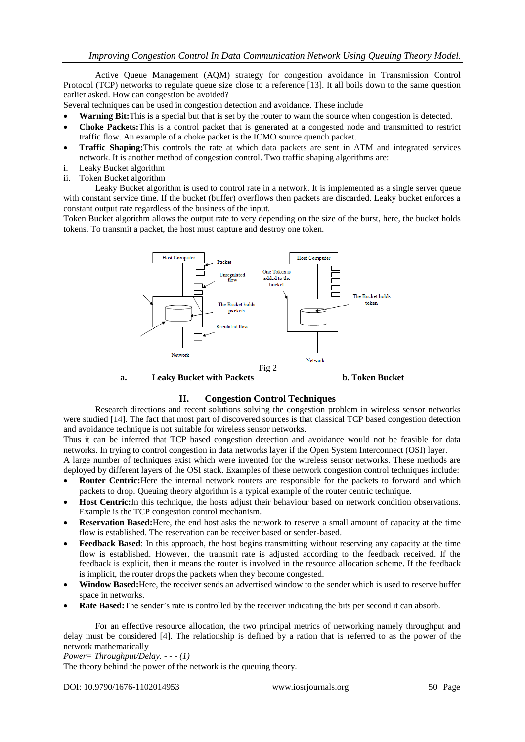Active Queue Management (AQM) strategy for congestion avoidance in Transmission Control Protocol (TCP) networks to regulate queue size close to a reference [13]. It all boils down to the same question earlier asked. How can congestion be avoided?

Several techniques can be used in congestion detection and avoidance. These include

- **Warning Bit:** This is a special but that is set by the router to warn the source when congestion is detected.
- **Choke Packets:** This is a control packet that is generated at a congested node and transmitted to restrict traffic flow. An example of a choke packet is the ICMO source quench packet.
- **Traffic Shaping:** This controls the rate at which data packets are sent in ATM and integrated services network. It is another method of congestion control. Two traffic shaping algorithms are:

i. Leaky Bucket algorithm
ii. Token Bucket algorithm

Leaky Bucket algorithm is used to control rate in a network. It is implemented as a single server queue with constant service time. If the bucket (buffer) overflows then packets are discarded. Leaky bucket enforces a constant output rate regardless of the business of the input.

Token Bucket algorithm allows the output rate to very depending on the size of the burst, here, the bucket holds tokens. To transmit a packet, the host must capture and destroy one token.

Fig 2

**a. Leaky Bucket with Packets** **b. Token Bucket**

## II. Congestion Control Techniques

Research directions and recent solutions solving the congestion problem in wireless sensor networks were studied [14]. The fact that most part of discovered sources is that classical TCP based congestion detection and avoidance technique is not suitable for wireless sensor networks.

Thus it can be inferred that TCP based congestion detection and avoidance would not be feasible for data networks. In trying to control congestion in data networks layer if the Open System Interconnect (OSI) layer.

A large number of techniques exist which were invented for the wireless sensor networks. These methods are deployed by different layers of the OSI stack. Examples of these network congestion control techniques include:

- **Router Centric:** Here the internal network routers are responsible for the packets to forward and which packets to drop. Queuing theory algorithm is a typical example of the router centric technique.
- **Host Centric:** In this technique, the hosts adjust their behaviour based on network condition observations. Example is the TCP congestion control mechanism.
- **Reservation Based:** Here, the end host asks the network to reserve a small amount of capacity at the time flow is established. The reservation can be receiver based or sender-based.
- **Feedback Based**: In this approach, the host begins transmitting without reserving any capacity at the time flow is established. However, the transmit rate is adjusted according to the feedback received. If the feedback is explicit, then it means the router is involved in the resource allocation scheme. If the feedback is implicit, the router drops the packets when they become congested.
- **Window Based:** Here, the receiver sends an advertised window to the sender which is used to reserve buffer space in networks.
- **Rate Based:** The sender's rate is controlled by the receiver indicating the bits per second it can absorb.

For an effective resource allocation, the two principal metrics of networking namely throughput and delay must be considered [4]. The relationship is defined by a ration that is referred to as the power of the network mathematically

*Power= Throughput/Delay. - - - (1)*

The theory behind the power of the network is the queuing theory.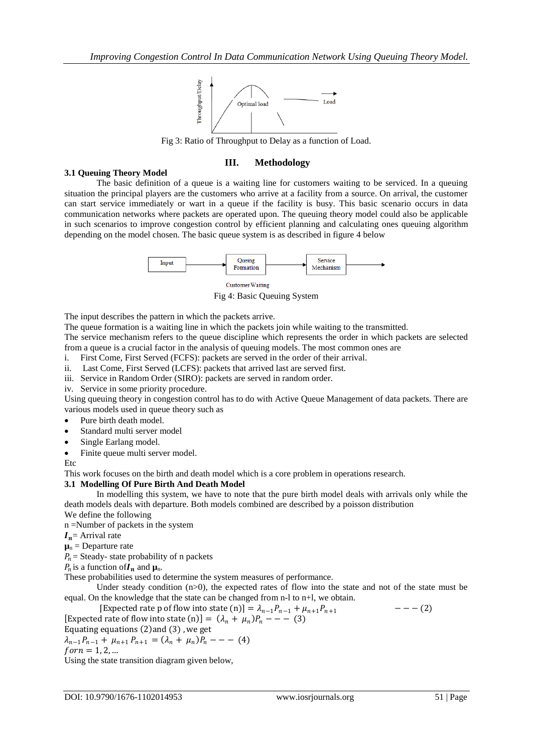Fig 3: Ratio of Throughput to Delay as a function of Load.

## III. Methodology

### 3.1 Queuing Theory Model

The basic definition of a queue is a waiting line for customers waiting to be serviced. In a queuing situation the principal players are the customers who arrive at a facility from a source. On arrival, the customer can start service immediately or wart in a queue if the facility is busy. This basic scenario occurs in data communication networks where packets are operated upon. The queuing theory model could also be applicable in such scenarios to improve congestion control by efficient planning and calculating ones queuing algorithm depending on the model chosen. The basic queue system is as described in figure 4 below

Fig 4: Basic Queuing System

The input describes the pattern in which the packets arrive.

The queue formation is a waiting line in which the packets join while waiting to the transmitted.

The service mechanism refers to the queue discipline which represents the order in which packets are selected from a queue is a crucial factor in the analysis of queuing models. The most common ones are

i. First Come, First Served (FCFS): packets are served in the order of their arrival.
ii. Last Come, First Served (LCFS): packets that arrived last are served first.
iii. Service in Random Order (SIRO): packets are served in random order.
iv. Service in some priority procedure.

Using queuing theory in congestion control has to do with Active Queue Management of data packets. There are various models used in queue theory such as

- Pure birth death model.
- Standard multi server model
- Single Earlang model.
- Finite queue multi server model.

Etc

This work focuses on the birth and death model which is a core problem in operations research.

### 3.1 Modelling Of Pure Birth And Death Model

In modelling this system, we have to note that the pure birth model deals with arrivals only while the death models deals with departure. Both models combined are described by a poisson distribution

We define the following

n =Number of packets in the system

$I_n$= Arrival rate

$\mu_n$ = Departure rate

$P_n$ = Steady- state probability of n packets

$P_n$ is a function of $I_n$ and $\mu_n$.

These probabilities used to determine the system measures of performance.

Under steady condition (n>0), the expected rates of flow into the state and not of the state must be equal. On the knowledge that the state can be changed from n-l to n+l, we obtain.

$$[\text{Expected rate p of flow into state (n)}] = \lambda_{n-1}P_{n-1} + \mu_{n+1}P_{n+1} \quad --- (2)$$

$$[\text{Expected rate of flow into state (n)}] = (\lambda_n + \mu_n)P_n --- (3)$$

Equating equations (2)and (3) , we get

$$\lambda_{n-1}P_{n-1} + \mu_{n+1}P_{n+1} = (\lambda_n + \mu_n)P_n --- (4)$$

$for n = 1, 2, \ldots$

Using the state transition diagram given below,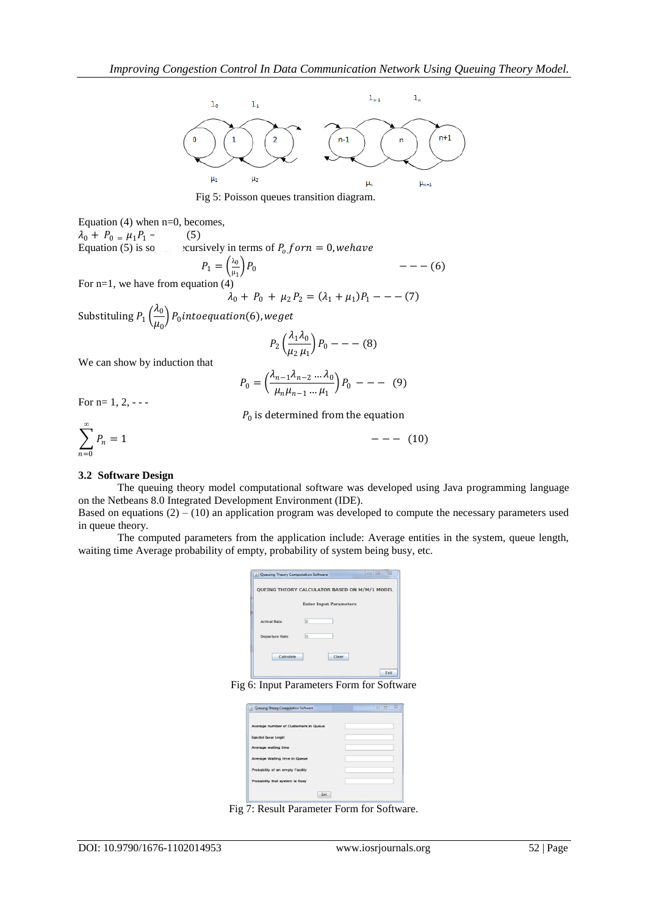Fig 5: Poisson queues transition diagram.

Equation (4) when n=0, becomes,

$\lambda_0 + P_0 = \mu_1 P_1$ - (5)

Equation (5) is so ... ecursively in terms of $P_o$ $for n = 0, we have$

$$P_1 = \left(\frac{\lambda_0}{\mu_1}\right) P_0 \qquad --- (6)$$

For n=1, we have from equation (4)

$$\lambda_0 + P_0 + \mu_2 P_2 = (\lambda_1 + \mu_1) P_1 --- (7)$$

Substituling $P_1 \left(\frac{\lambda_0}{\mu_0}\right) P_0 into equation (6), we get$

$$P_2 \left(\frac{\lambda_1 \lambda_0}{\mu_2 \, \mu_1}\right) P_0 --- (8)$$

We can show by induction that

$$P_0 = \left(\frac{\lambda_{n-1} \lambda_{n-2} \cdots \lambda_0}{\mu_n \mu_{n-1} \cdots \mu_1}\right) P_0 --- \quad (9)$$

For n= 1, 2, - - -

$P_0$ is determined from the equation

$$\sum_{n=0}^{\infty} P_n = 1 \qquad --- \quad (10)$$

### 3.2 Software Design

The queuing theory model computational software was developed using Java programming language on the Netbeans 8.0 Integrated Development Environment (IDE).

Based on equations (2) – (10) an application program was developed to compute the necessary parameters used in queue theory.

The computed parameters from the application include: Average entities in the system, queue length, waiting time Average probability of empty, probability of system being busy, etc.

Fig 6: Input Parameters Form for Software

Fig 7: Result Parameter Form for Software.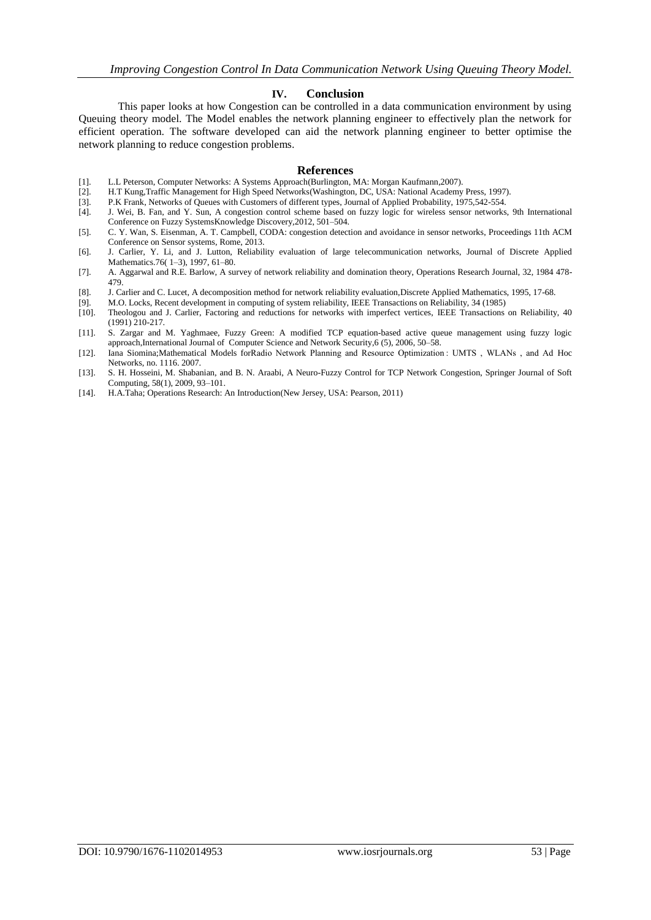## IV. Conclusion

This paper looks at how Congestion can be controlled in a data communication environment by using Queuing theory model. The Model enables the network planning engineer to effectively plan the network for efficient operation. The software developed can aid the network planning engineer to better optimise the network planning to reduce congestion problems.

## References

[1]. L.L Peterson, Computer Networks: A Systems Approach(Burlington, MA: Morgan Kaufmann,2007).

[2]. H.T Kung,Traffic Management for High Speed Networks(Washington, DC, USA: National Academy Press, 1997).

[3]. P.K Frank, Networks of Queues with Customers of different types, Journal of Applied Probability, 1975,542-554.

[4]. J. Wei, B. Fan, and Y. Sun, A congestion control scheme based on fuzzy logic for wireless sensor networks, 9th International Conference on Fuzzy SystemsKnowledge Discovery,2012, 501–504.

[5]. C. Y. Wan, S. Eisenman, A. T. Campbell, CODA: congestion detection and avoidance in sensor networks, Proceedings 11th ACM Conference on Sensor systems, Rome, 2013.

[6]. J. Carlier, Y. Li, and J. Lutton, Reliability evaluation of large telecommunication networks, Journal of Discrete Applied Mathematics.76( 1–3), 1997, 61–80.

[7]. A. Aggarwal and R.E. Barlow, A survey of network reliability and domination theory, Operations Research Journal, 32, 1984 478-479.

[8]. J. Carlier and C. Lucet, A decomposition method for network reliability evaluation,Discrete Applied Mathematics, 1995, 17-68.

[9]. M.O. Locks, Recent development in computing of system reliability, IEEE Transactions on Reliability, 34 (1985)

[10]. Theologou and J. Carlier, Factoring and reductions for networks with imperfect vertices, IEEE Transactions on Reliability, 40 (1991) 210-217.

[11]. S. Zargar and M. Yaghmaee, Fuzzy Green: A modified TCP equation-based active queue management using fuzzy logic approach,International Journal of Computer Science and Network Security,6 (5), 2006, 50–58.

[12]. Iana Siomina;Mathematical Models forRadio Network Planning and Resource Optimization : UMTS , WLANs , and Ad Hoc Networks, no. 1116. 2007.

[13]. S. H. Hosseini, M. Shabanian, and B. N. Araabi, A Neuro-Fuzzy Control for TCP Network Congestion, Springer Journal of Soft Computing, 58(1), 2009, 93–101.

[14]. H.A.Taha; Operations Research: An Introduction(New Jersey, USA: Pearson, 2011)